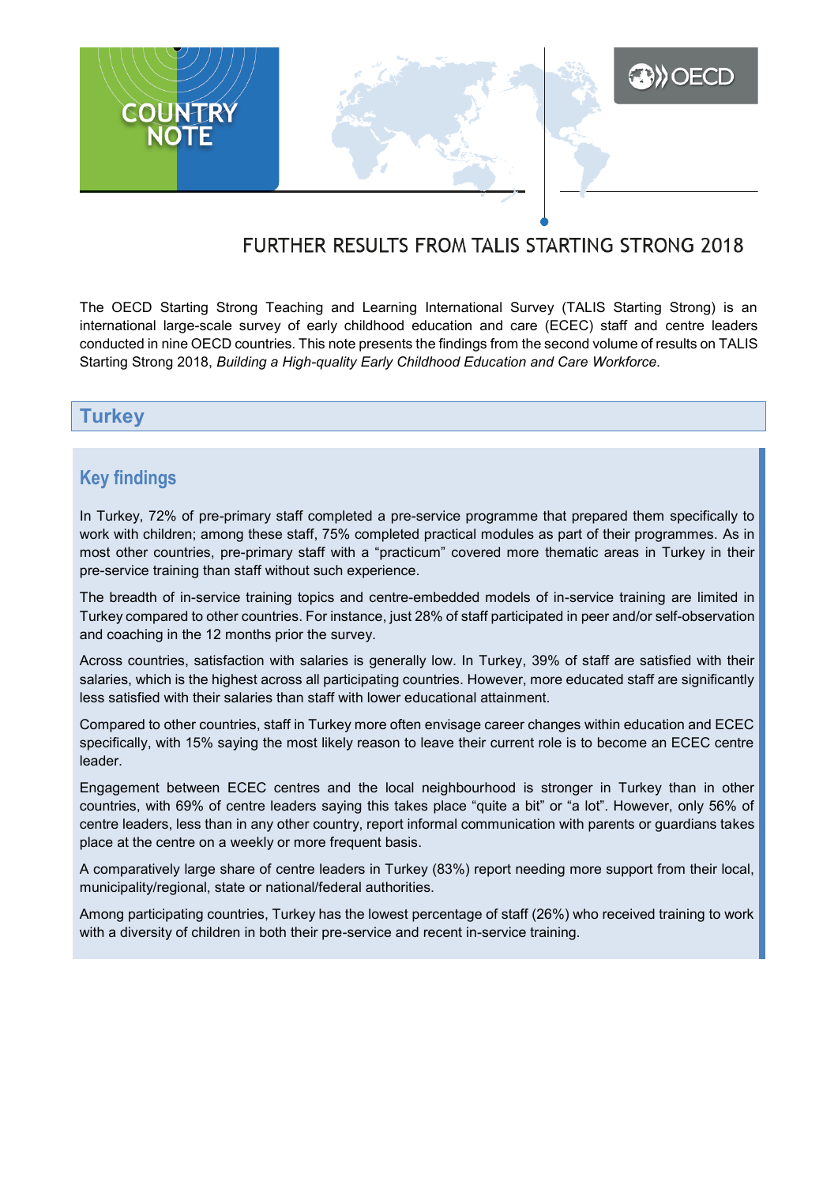COUNTRY NOTE

# FURTHER RESULTS FROM TALIS STARTING STRONG 2018

The OECD Starting Strong Teaching and Learning International Survey (TALIS Starting Strong) is an international large-scale survey of early childhood education and care (ECEC) staff and centre leaders conducted in nine OECD countries. This note presents the findings from the second volume of results on TALIS Starting Strong 2018, *Building a High-quality Early Childhood Education and Care Workforce*.

## Turkey

### Key findings

In Turkey, 72% of pre-primary staff completed a pre-service programme that prepared them specifically to work with children; among these staff, 75% completed practical modules as part of their programmes. As in most other countries, pre-primary staff with a "practicum" covered more thematic areas in Turkey in their pre-service training than staff without such experience.

The breadth of in-service training topics and centre-embedded models of in-service training are limited in Turkey compared to other countries. For instance, just 28% of staff participated in peer and/or self-observation and coaching in the 12 months prior the survey.

Across countries, satisfaction with salaries is generally low. In Turkey, 39% of staff are satisfied with their salaries, which is the highest across all participating countries. However, more educated staff are significantly less satisfied with their salaries than staff with lower educational attainment.

Compared to other countries, staff in Turkey more often envisage career changes within education and ECEC specifically, with 15% saying the most likely reason to leave their current role is to become an ECEC centre leader.

Engagement between ECEC centres and the local neighbourhood is stronger in Turkey than in other countries, with 69% of centre leaders saying this takes place "quite a bit" or "a lot". However, only 56% of centre leaders, less than in any other country, report informal communication with parents or guardians takes place at the centre on a weekly or more frequent basis.

A comparatively large share of centre leaders in Turkey (83%) report needing more support from their local, municipality/regional, state or national/federal authorities.

Among participating countries, Turkey has the lowest percentage of staff (26%) who received training to work with a diversity of children in both their pre-service and recent in-service training.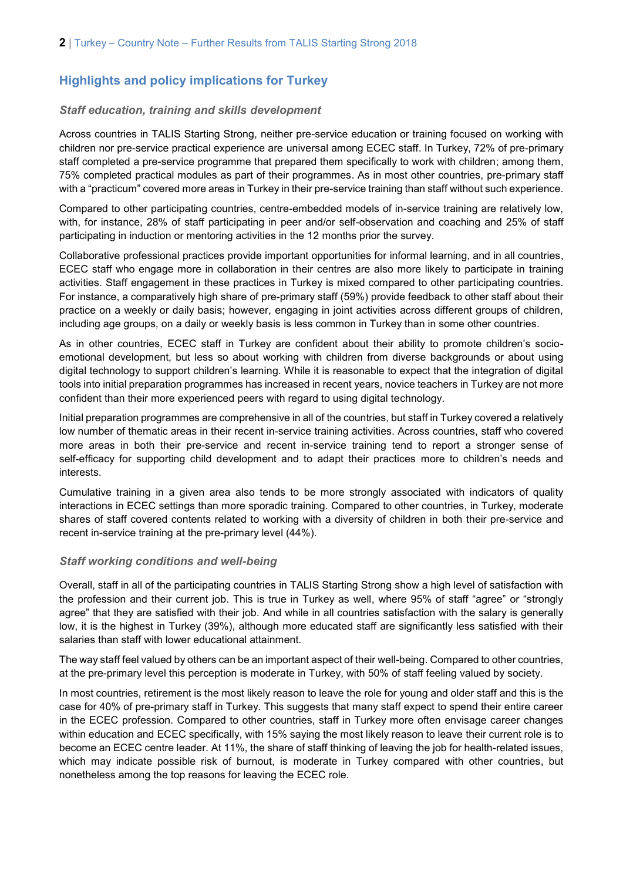## Highlights and policy implications for Turkey

### *Staff education, training and skills development*

Across countries in TALIS Starting Strong, neither pre-service education or training focused on working with children nor pre-service practical experience are universal among ECEC staff. In Turkey, 72% of pre-primary staff completed a pre-service programme that prepared them specifically to work with children; among them, 75% completed practical modules as part of their programmes. As in most other countries, pre-primary staff with a "practicum" covered more areas in Turkey in their pre-service training than staff without such experience.

Compared to other participating countries, centre-embedded models of in-service training are relatively low, with, for instance, 28% of staff participating in peer and/or self-observation and coaching and 25% of staff participating in induction or mentoring activities in the 12 months prior the survey.

Collaborative professional practices provide important opportunities for informal learning, and in all countries, ECEC staff who engage more in collaboration in their centres are also more likely to participate in training activities. Staff engagement in these practices in Turkey is mixed compared to other participating countries. For instance, a comparatively high share of pre-primary staff (59%) provide feedback to other staff about their practice on a weekly or daily basis; however, engaging in joint activities across different groups of children, including age groups, on a daily or weekly basis is less common in Turkey than in some other countries.

As in other countries, ECEC staff in Turkey are confident about their ability to promote children's socio-emotional development, but less so about working with children from diverse backgrounds or about using digital technology to support children's learning. While it is reasonable to expect that the integration of digital tools into initial preparation programmes has increased in recent years, novice teachers in Turkey are not more confident than their more experienced peers with regard to using digital technology.

Initial preparation programmes are comprehensive in all of the countries, but staff in Turkey covered a relatively low number of thematic areas in their recent in-service training activities. Across countries, staff who covered more areas in both their pre-service and recent in-service training tend to report a stronger sense of self-efficacy for supporting child development and to adapt their practices more to children's needs and interests.

Cumulative training in a given area also tends to be more strongly associated with indicators of quality interactions in ECEC settings than more sporadic training. Compared to other countries, in Turkey, moderate shares of staff covered contents related to working with a diversity of children in both their pre-service and recent in-service training at the pre-primary level (44%).

### *Staff working conditions and well-being*

Overall, staff in all of the participating countries in TALIS Starting Strong show a high level of satisfaction with the profession and their current job. This is true in Turkey as well, where 95% of staff "agree" or "strongly agree" that they are satisfied with their job. And while in all countries satisfaction with the salary is generally low, it is the highest in Turkey (39%), although more educated staff are significantly less satisfied with their salaries than staff with lower educational attainment.

The way staff feel valued by others can be an important aspect of their well-being. Compared to other countries, at the pre-primary level this perception is moderate in Turkey, with 50% of staff feeling valued by society.

In most countries, retirement is the most likely reason to leave the role for young and older staff and this is the case for 40% of pre-primary staff in Turkey. This suggests that many staff expect to spend their entire career in the ECEC profession. Compared to other countries, staff in Turkey more often envisage career changes within education and ECEC specifically, with 15% saying the most likely reason to leave their current role is to become an ECEC centre leader. At 11%, the share of staff thinking of leaving the job for health-related issues, which may indicate possible risk of burnout, is moderate in Turkey compared with other countries, but nonetheless among the top reasons for leaving the ECEC role.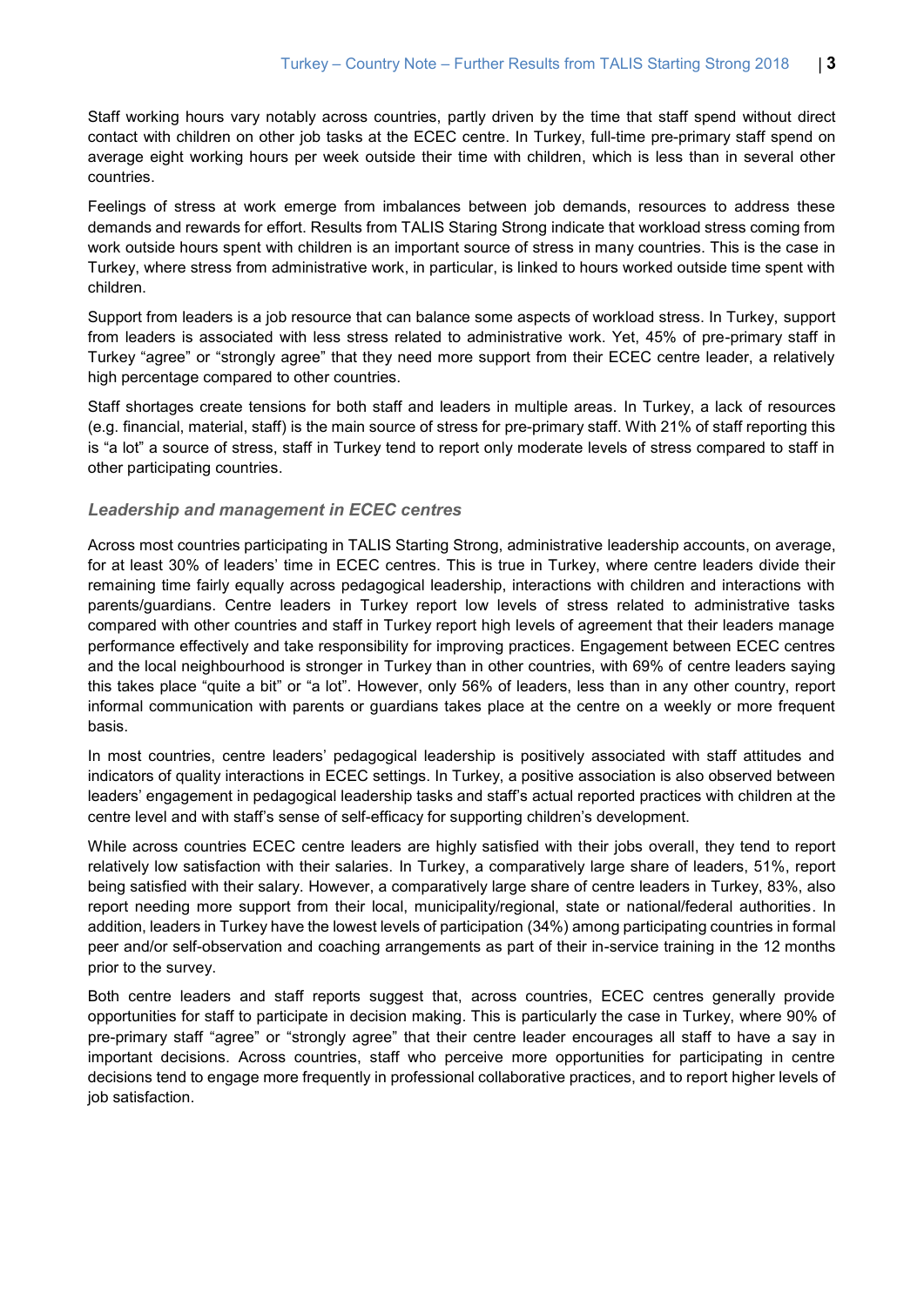Staff working hours vary notably across countries, partly driven by the time that staff spend without direct contact with children on other job tasks at the ECEC centre. In Turkey, full-time pre-primary staff spend on average eight working hours per week outside their time with children, which is less than in several other countries.

Feelings of stress at work emerge from imbalances between job demands, resources to address these demands and rewards for effort. Results from TALIS Staring Strong indicate that workload stress coming from work outside hours spent with children is an important source of stress in many countries. This is the case in Turkey, where stress from administrative work, in particular, is linked to hours worked outside time spent with children.

Support from leaders is a job resource that can balance some aspects of workload stress. In Turkey, support from leaders is associated with less stress related to administrative work. Yet, 45% of pre-primary staff in Turkey "agree" or "strongly agree" that they need more support from their ECEC centre leader, a relatively high percentage compared to other countries.

Staff shortages create tensions for both staff and leaders in multiple areas. In Turkey, a lack of resources (e.g. financial, material, staff) is the main source of stress for pre-primary staff. With 21% of staff reporting this is "a lot" a source of stress, staff in Turkey tend to report only moderate levels of stress compared to staff in other participating countries.

### *Leadership and management in ECEC centres*

Across most countries participating in TALIS Starting Strong, administrative leadership accounts, on average, for at least 30% of leaders' time in ECEC centres. This is true in Turkey, where centre leaders divide their remaining time fairly equally across pedagogical leadership, interactions with children and interactions with parents/guardians. Centre leaders in Turkey report low levels of stress related to administrative tasks compared with other countries and staff in Turkey report high levels of agreement that their leaders manage performance effectively and take responsibility for improving practices. Engagement between ECEC centres and the local neighbourhood is stronger in Turkey than in other countries, with 69% of centre leaders saying this takes place "quite a bit" or "a lot". However, only 56% of leaders, less than in any other country, report informal communication with parents or guardians takes place at the centre on a weekly or more frequent basis.

In most countries, centre leaders' pedagogical leadership is positively associated with staff attitudes and indicators of quality interactions in ECEC settings. In Turkey, a positive association is also observed between leaders' engagement in pedagogical leadership tasks and staff's actual reported practices with children at the centre level and with staff's sense of self-efficacy for supporting children's development.

While across countries ECEC centre leaders are highly satisfied with their jobs overall, they tend to report relatively low satisfaction with their salaries. In Turkey, a comparatively large share of leaders, 51%, report being satisfied with their salary. However, a comparatively large share of centre leaders in Turkey, 83%, also report needing more support from their local, municipality/regional, state or national/federal authorities. In addition, leaders in Turkey have the lowest levels of participation (34%) among participating countries in formal peer and/or self-observation and coaching arrangements as part of their in-service training in the 12 months prior to the survey.

Both centre leaders and staff reports suggest that, across countries, ECEC centres generally provide opportunities for staff to participate in decision making. This is particularly the case in Turkey, where 90% of pre-primary staff "agree" or "strongly agree" that their centre leader encourages all staff to have a say in important decisions. Across countries, staff who perceive more opportunities for participating in centre decisions tend to engage more frequently in professional collaborative practices, and to report higher levels of job satisfaction.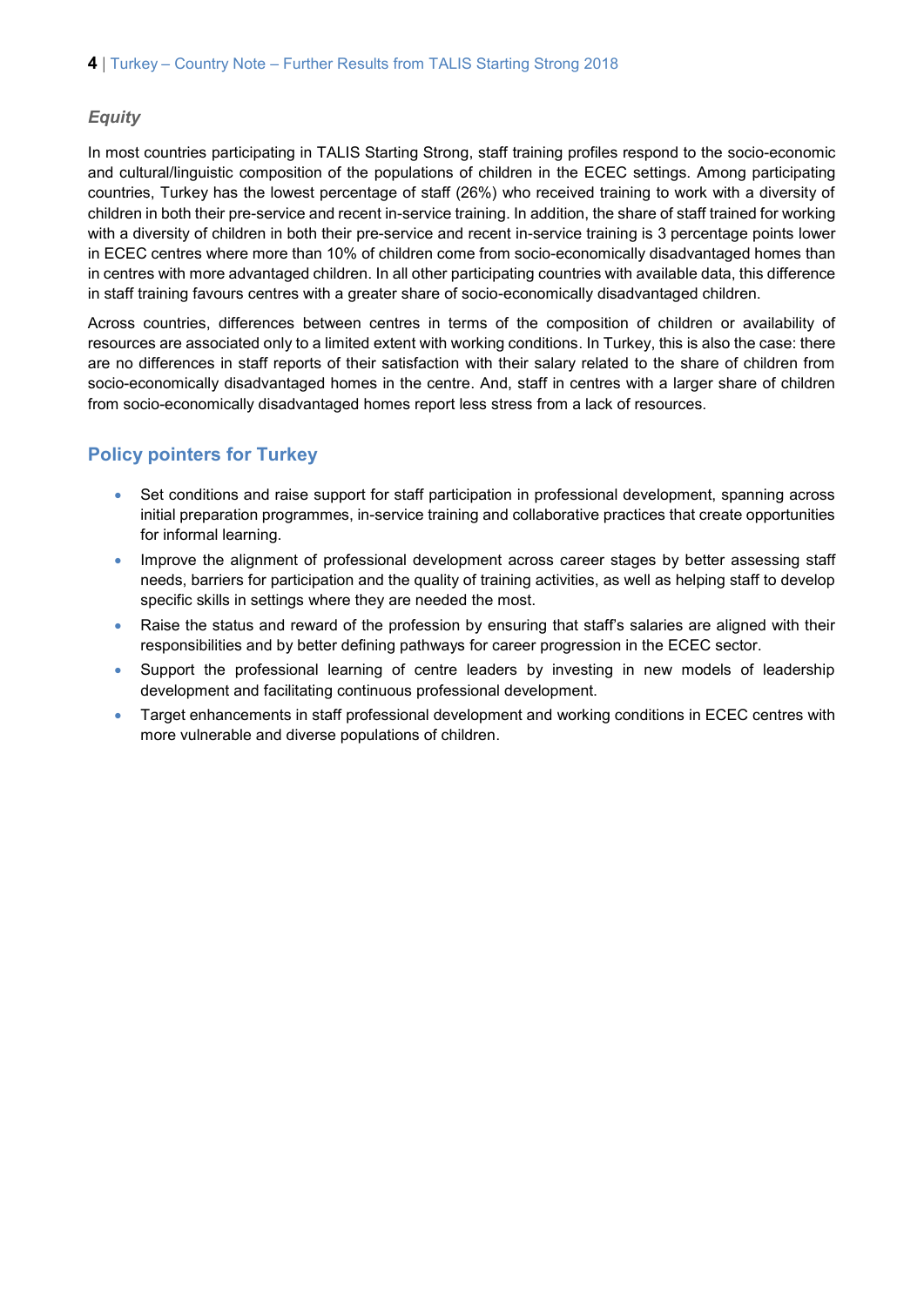### *Equity*

In most countries participating in TALIS Starting Strong, staff training profiles respond to the socio-economic and cultural/linguistic composition of the populations of children in the ECEC settings. Among participating countries, Turkey has the lowest percentage of staff (26%) who received training to work with a diversity of children in both their pre-service and recent in-service training. In addition, the share of staff trained for working with a diversity of children in both their pre-service and recent in-service training is 3 percentage points lower in ECEC centres where more than 10% of children come from socio-economically disadvantaged homes than in centres with more advantaged children. In all other participating countries with available data, this difference in staff training favours centres with a greater share of socio-economically disadvantaged children.

Across countries, differences between centres in terms of the composition of children or availability of resources are associated only to a limited extent with working conditions. In Turkey, this is also the case: there are no differences in staff reports of their satisfaction with their salary related to the share of children from socio-economically disadvantaged homes in the centre. And, staff in centres with a larger share of children from socio-economically disadvantaged homes report less stress from a lack of resources.

## Policy pointers for Turkey

- Set conditions and raise support for staff participation in professional development, spanning across initial preparation programmes, in-service training and collaborative practices that create opportunities for informal learning.
- Improve the alignment of professional development across career stages by better assessing staff needs, barriers for participation and the quality of training activities, as well as helping staff to develop specific skills in settings where they are needed the most.
- Raise the status and reward of the profession by ensuring that staff's salaries are aligned with their responsibilities and by better defining pathways for career progression in the ECEC sector.
- Support the professional learning of centre leaders by investing in new models of leadership development and facilitating continuous professional development.
- Target enhancements in staff professional development and working conditions in ECEC centres with more vulnerable and diverse populations of children.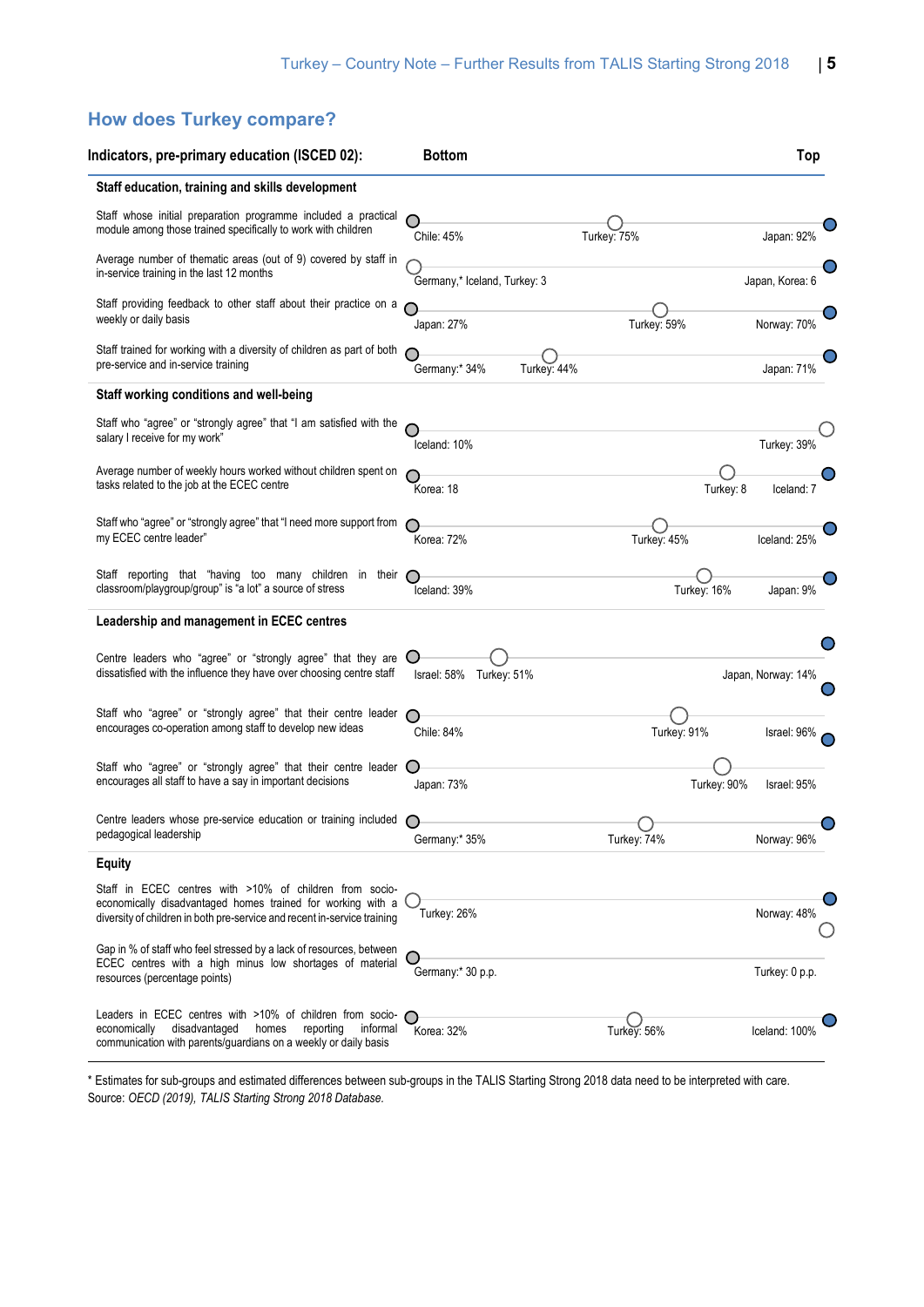## How does Turkey compare?

| Indicators, pre-primary education (ISCED 02): | Bottom | Turkey | Top |
|---|---|---|---|
| **Staff education, training and skills development** | | | |
| Staff whose initial preparation programme included a practical module among those trained specifically to work with children | Chile: 45% | Turkey: 75% | Japan: 92% |
| Average number of thematic areas (out of 9) covered by staff in in-service training in the last 12 months | Germany,* Iceland, Turkey: 3 | | Japan, Korea: 6 |
| Staff providing feedback to other staff about their practice on a weekly or daily basis | Japan: 27% | Turkey: 59% | Norway: 70% |
| Staff trained for working with a diversity of children as part of both pre-service and in-service training | Germany:* 34% | Turkey: 44% | Japan: 71% |
| **Staff working conditions and well-being** | | | |
| Staff who "agree" or "strongly agree" that "I am satisfied with the salary I receive for my work" | Iceland: 10% | | Turkey: 39% |
| Average number of weekly hours worked without children spent on tasks related to the job at the ECEC centre | Korea: 18 | Turkey: 8 | Iceland: 7 |
| Staff who "agree" or "strongly agree" that "I need more support from my ECEC centre leader" | Korea: 72% | Turkey: 45% | Iceland: 25% |
| Staff reporting that "having too many children in their classroom/playgroup/group" is "a lot" a source of stress | Iceland: 39% | Turkey: 16% | Japan: 9% |
| **Leadership and management in ECEC centres** | | | |
| Centre leaders who "agree" or "strongly agree" that they are dissatisfied with the influence they have over choosing centre staff | Israel: 58% | Turkey: 51% | Japan, Norway: 14% |
| Staff who "agree" or "strongly agree" that their centre leader encourages co-operation among staff to develop new ideas | Chile: 84% | Turkey: 91% | Israel: 96% |
| Staff who "agree" or "strongly agree" that their centre leader encourages all staff to have a say in important decisions | Japan: 73% | Turkey: 90% | Israel: 95% |
| Centre leaders whose pre-service education or training included pedagogical leadership | Germany:* 35% | Turkey: 74% | Norway: 96% |
| **Equity** | | | |
| Staff in ECEC centres with >10% of children from socio-economically disadvantaged homes trained for working with a diversity of children in both pre-service and recent in-service training | Turkey: 26% | | Norway: 48% |
| Gap in % of staff who feel stressed by a lack of resources, between ECEC centres with a high minus low shortages of material resources (percentage points) | Germany:* 30 p.p. | | Turkey: 0 p.p. |
| Leaders in ECEC centres with >10% of children from socio-economically disadvantaged homes reporting informal communication with parents/guardians on a weekly or daily basis | Korea: 32% | Turkey: 56% | Iceland: 100% |

\* Estimates for sub-groups and estimated differences between sub-groups in the TALIS Starting Strong 2018 data need to be interpreted with care.
Source: *OECD (2019), TALIS Starting Strong 2018 Database.*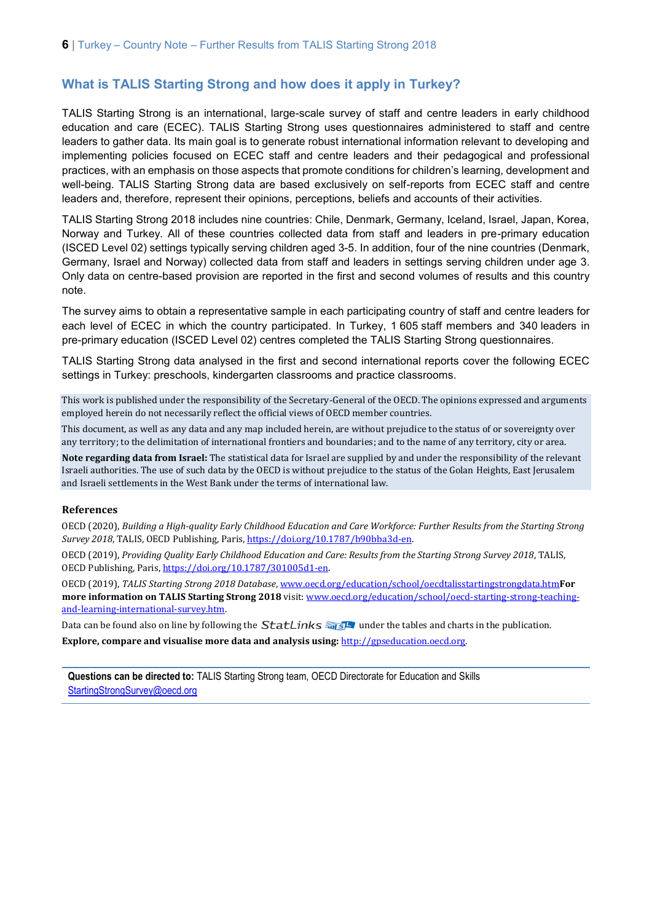## What is TALIS Starting Strong and how does it apply in Turkey?

TALIS Starting Strong is an international, large-scale survey of staff and centre leaders in early childhood education and care (ECEC). TALIS Starting Strong uses questionnaires administered to staff and centre leaders to gather data. Its main goal is to generate robust international information relevant to developing and implementing policies focused on ECEC staff and centre leaders and their pedagogical and professional practices, with an emphasis on those aspects that promote conditions for children's learning, development and well-being. TALIS Starting Strong data are based exclusively on self-reports from ECEC staff and centre leaders and, therefore, represent their opinions, perceptions, beliefs and accounts of their activities.

TALIS Starting Strong 2018 includes nine countries: Chile, Denmark, Germany, Iceland, Israel, Japan, Korea, Norway and Turkey. All of these countries collected data from staff and leaders in pre-primary education (ISCED Level 02) settings typically serving children aged 3-5. In addition, four of the nine countries (Denmark, Germany, Israel and Norway) collected data from staff and leaders in settings serving children under age 3. Only data on centre-based provision are reported in the first and second volumes of results and this country note.

The survey aims to obtain a representative sample in each participating country of staff and centre leaders for each level of ECEC in which the country participated. In Turkey, 1 605 staff members and 340 leaders in pre-primary education (ISCED Level 02) centres completed the TALIS Starting Strong questionnaires.

TALIS Starting Strong data analysed in the first and second international reports cover the following ECEC settings in Turkey: preschools, kindergarten classrooms and practice classrooms.

This work is published under the responsibility of the Secretary-General of the OECD. The opinions expressed and arguments employed herein do not necessarily reflect the official views of OECD member countries.

This document, as well as any data and any map included herein, are without prejudice to the status of or sovereignty over any territory; to the delimitation of international frontiers and boundaries; and to the name of any territory, city or area.

**Note regarding data from Israel:** The statistical data for Israel are supplied by and under the responsibility of the relevant Israeli authorities. The use of such data by the OECD is without prejudice to the status of the Golan Heights, East Jerusalem and Israeli settlements in the West Bank under the terms of international law.

### References

OECD (2020), *Building a High-quality Early Childhood Education and Care Workforce: Further Results from the Starting Strong Survey 2018*, TALIS, OECD Publishing, Paris, https://doi.org/10.1787/b90bba3d-en.

OECD (2019), *Providing Quality Early Childhood Education and Care: Results from the Starting Strong Survey 2018*, TALIS, OECD Publishing, Paris, https://doi.org/10.1787/301005d1-en.

OECD (2019), *TALIS Starting Strong 2018 Database*, www.oecd.org/education/school/oecdtalisstartingstrongdata.htm**For more information on TALIS Starting Strong 2018** visit: www.oecd.org/education/school/oecd-starting-strong-teaching-and-learning-international-survey.htm.

Data can be found also on line by following the StatLinks under the tables and charts in the publication.

**Explore, compare and visualise more data and analysis using:** http://gpseducation.oecd.org.

**Questions can be directed to:** TALIS Starting Strong team, OECD Directorate for Education and Skills StartingStrongSurvey@oecd.org